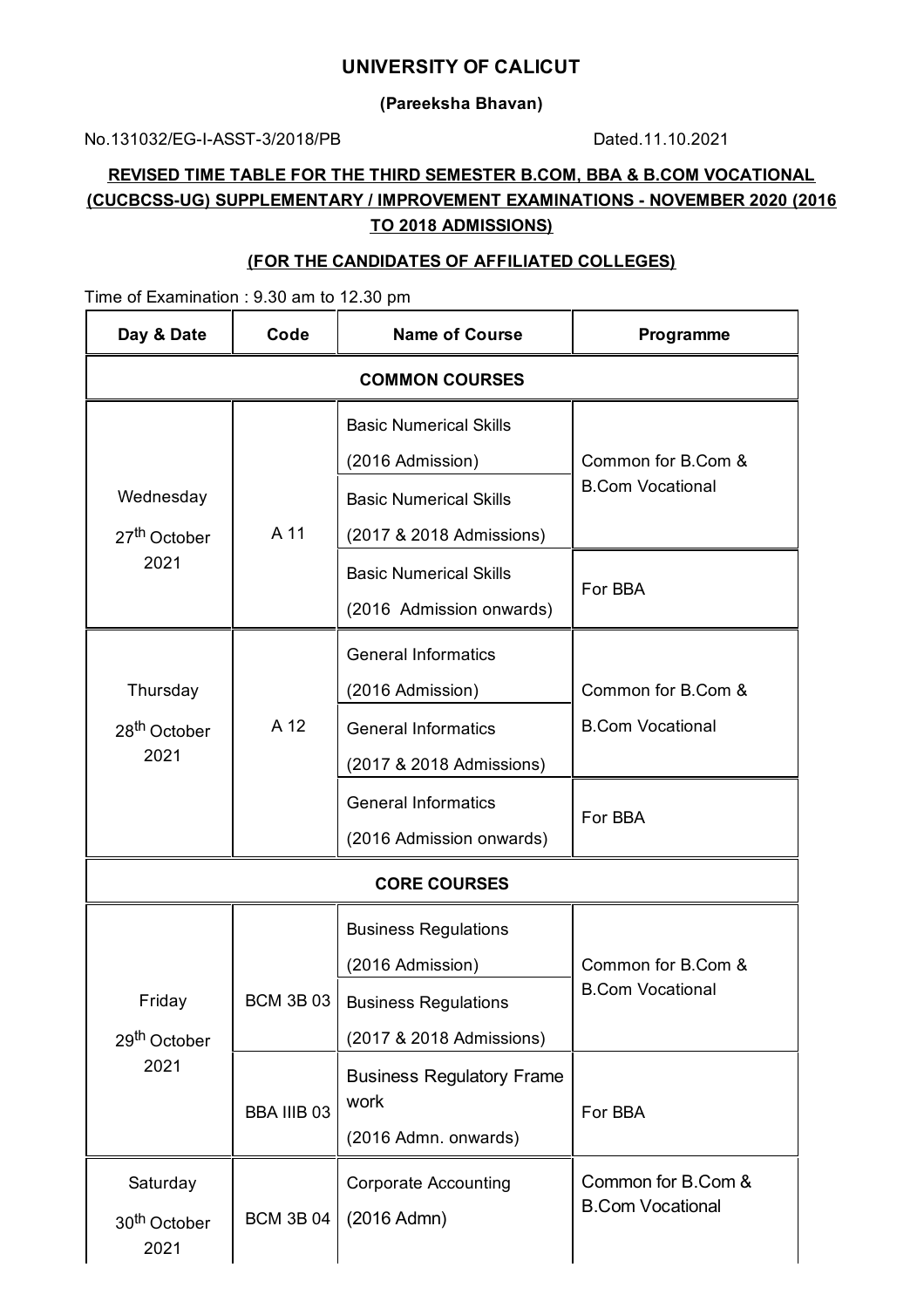# UNIVERSITY OF CALICUT

**(Pareeksha Bhavan)**

No.131032/EG-I-ASST-3/2018/PB Dated.11.10.2021

**REVISED TIME TABLE FOR THE THIRD SEMESTER B.COM, BBA & B.COM VOCATIONAL (CUCBCSS-UG) SUPPLEMENTARY / IMPROVEMENT EXAMINATIONS - NOVEMBER 2020 (2016 TO 2018 ADMISSIONS)**

**(FOR THE CANDIDATES OF AFFILIATED COLLEGES)**

Time of Examination : 9.30 am to 12.30 pm

| Day & Date | Code | Name of Course | Programme |
|---|---|---|---|
| **COMMON COURSES** | | | |
| Wednesday 27th October 2021 | A 11 | Basic Numerical Skills (2016 Admission) | Common for B.Com & B.Com Vocational |
| | | Basic Numerical Skills (2017 & 2018 Admissions) | |
| | | Basic Numerical Skills (2016 Admission onwards) | For BBA |
| Thursday 28th October 2021 | A 12 | General Informatics (2016 Admission) | Common for B.Com & B.Com Vocational |
| | | General Informatics (2017 & 2018 Admissions) | |
| | | General Informatics (2016 Admission onwards) | For BBA |
| **CORE COURSES** | | | |
| Friday 29th October 2021 | BCM 3B 03 | Business Regulations (2016 Admission) | Common for B.Com & B.Com Vocational |
| | | Business Regulations (2017 & 2018 Admissions) | |
| | BBA IIIB 03 | Business Regulatory Frame work (2016 Admn. onwards) | For BBA |
| Saturday 30th October 2021 | BCM 3B 04 | Corporate Accounting (2016 Admn) | Common for B.Com & B.Com Vocational |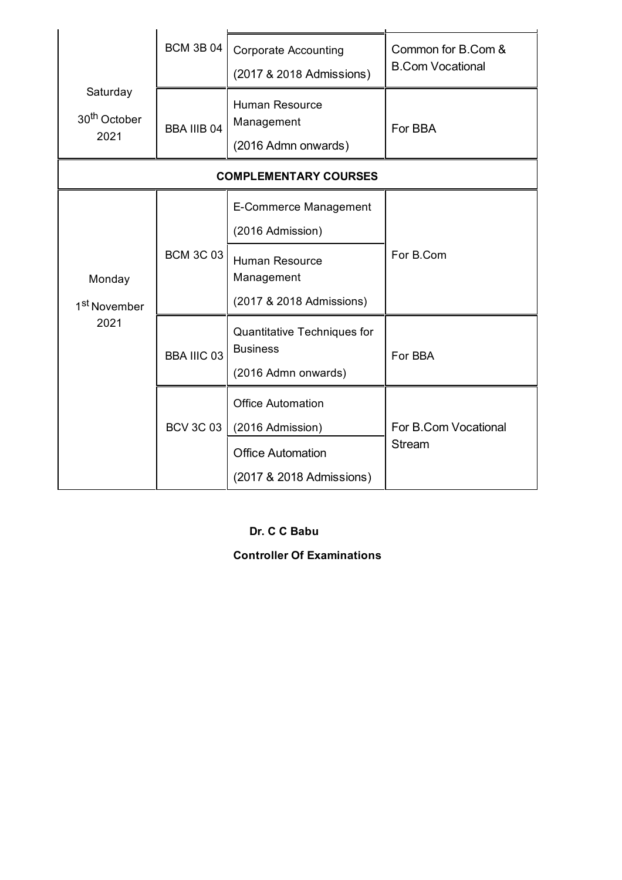| | | | |
|---|---|---|---|
| Saturday 30th October 2021 | BCM 3B 04 | Corporate Accounting (2017 & 2018 Admissions) | Common for B.Com & B.Com Vocational |
| | BBA IIIB 04 | Human Resource Management (2016 Admn onwards) | For BBA |
| **COMPLEMENTARY COURSES** | | | |
| Monday 1st November 2021 | BCM 3C 03 | E-Commerce Management (2016 Admission) | For B.Com |
| | | Human Resource Management (2017 & 2018 Admissions) | |
| | BBA IIIC 03 | Quantitative Techniques for Business (2016 Admn onwards) | For BBA |
| | BCV 3C 03 | Office Automation (2016 Admission) | For B.Com Vocational Stream |
| | | Office Automation (2017 & 2018 Admissions) | |

**Dr. C C Babu**

**Controller Of Examinations**